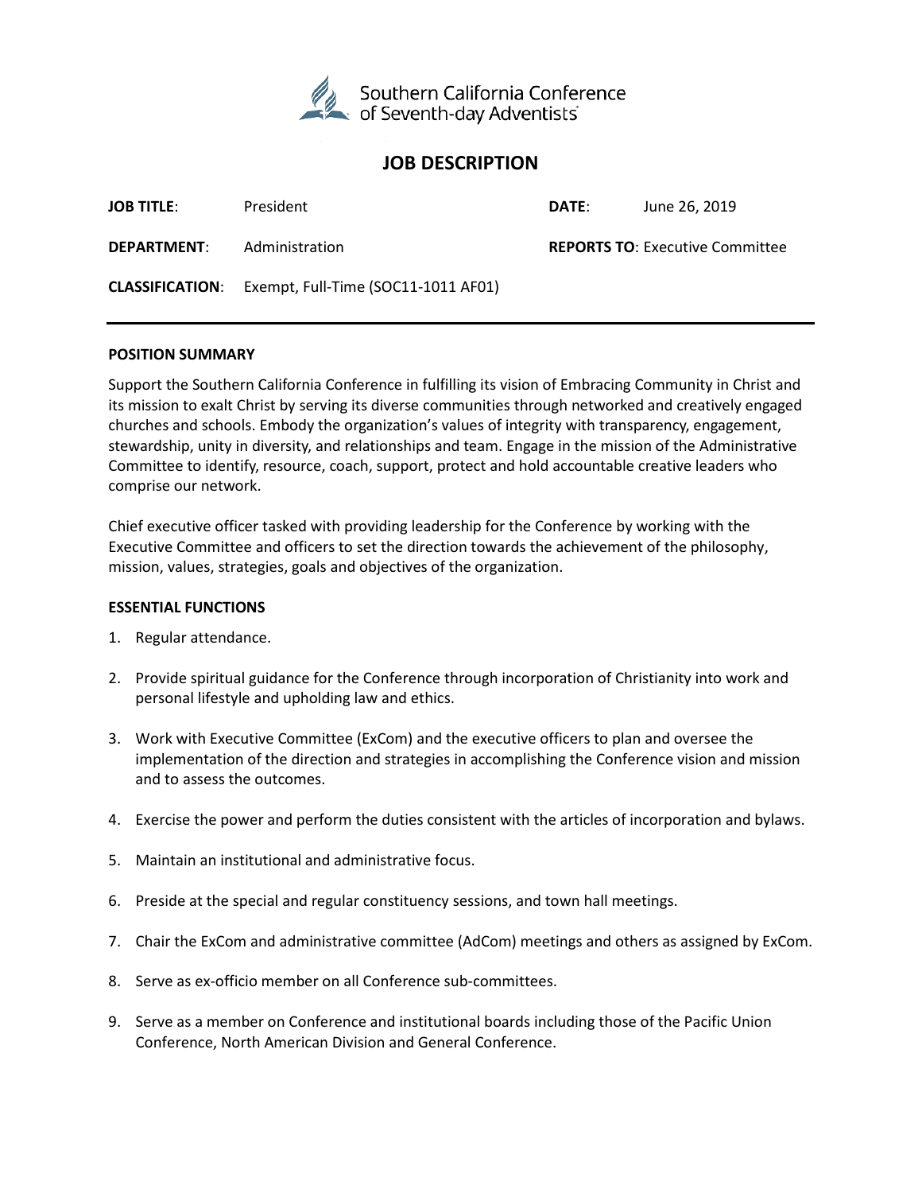Southern California Conference of Seventh-day Adventists

# JOB DESCRIPTION

| | | | |
|---|---|---|---|
| **JOB TITLE**: | President | **DATE**: | June 26, 2019 |
| **DEPARTMENT**: | Administration | **REPORTS TO**: Executive Committee | |
| **CLASSIFICATION**: | Exempt, Full-Time (SOC11-1011 AF01) | | |

---

**POSITION SUMMARY**

Support the Southern California Conference in fulfilling its vision of Embracing Community in Christ and its mission to exalt Christ by serving its diverse communities through networked and creatively engaged churches and schools. Embody the organization's values of integrity with transparency, engagement, stewardship, unity in diversity, and relationships and team. Engage in the mission of the Administrative Committee to identify, resource, coach, support, protect and hold accountable creative leaders who comprise our network.

Chief executive officer tasked with providing leadership for the Conference by working with the Executive Committee and officers to set the direction towards the achievement of the philosophy, mission, values, strategies, goals and objectives of the organization.

**ESSENTIAL FUNCTIONS**

1. Regular attendance.

2. Provide spiritual guidance for the Conference through incorporation of Christianity into work and personal lifestyle and upholding law and ethics.

3. Work with Executive Committee (ExCom) and the executive officers to plan and oversee the implementation of the direction and strategies in accomplishing the Conference vision and mission and to assess the outcomes.

4. Exercise the power and perform the duties consistent with the articles of incorporation and bylaws.

5. Maintain an institutional and administrative focus.

6. Preside at the special and regular constituency sessions, and town hall meetings.

7. Chair the ExCom and administrative committee (AdCom) meetings and others as assigned by ExCom.

8. Serve as ex-officio member on all Conference sub-committees.

9. Serve as a member on Conference and institutional boards including those of the Pacific Union Conference, North American Division and General Conference.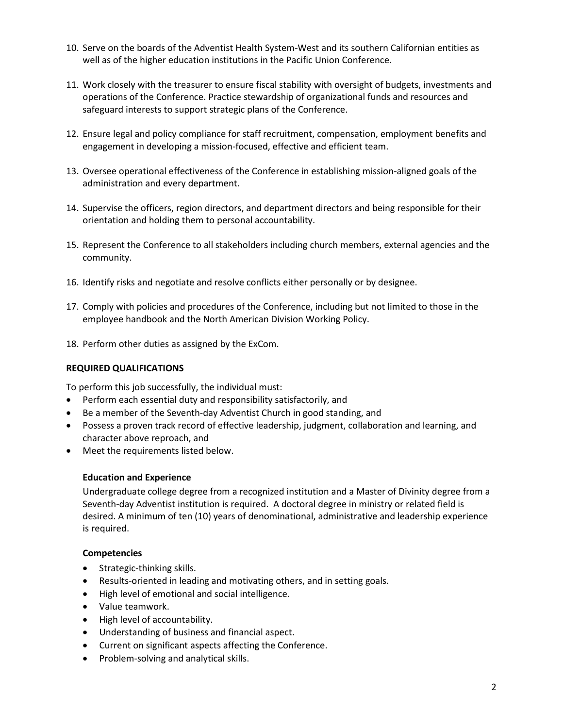10. Serve on the boards of the Adventist Health System-West and its southern Californian entities as well as of the higher education institutions in the Pacific Union Conference.

11. Work closely with the treasurer to ensure fiscal stability with oversight of budgets, investments and operations of the Conference. Practice stewardship of organizational funds and resources and safeguard interests to support strategic plans of the Conference.

12. Ensure legal and policy compliance for staff recruitment, compensation, employment benefits and engagement in developing a mission-focused, effective and efficient team.

13. Oversee operational effectiveness of the Conference in establishing mission-aligned goals of the administration and every department.

14. Supervise the officers, region directors, and department directors and being responsible for their orientation and holding them to personal accountability.

15. Represent the Conference to all stakeholders including church members, external agencies and the community.

16. Identify risks and negotiate and resolve conflicts either personally or by designee.

17. Comply with policies and procedures of the Conference, including but not limited to those in the employee handbook and the North American Division Working Policy.

18. Perform other duties as assigned by the ExCom.

**REQUIRED QUALIFICATIONS**

To perform this job successfully, the individual must:

- Perform each essential duty and responsibility satisfactorily, and
- Be a member of the Seventh-day Adventist Church in good standing, and
- Possess a proven track record of effective leadership, judgment, collaboration and learning, and character above reproach, and
- Meet the requirements listed below.

**Education and Experience**

Undergraduate college degree from a recognized institution and a Master of Divinity degree from a Seventh-day Adventist institution is required. A doctoral degree in ministry or related field is desired. A minimum of ten (10) years of denominational, administrative and leadership experience is required.

**Competencies**

- Strategic-thinking skills.
- Results-oriented in leading and motivating others, and in setting goals.
- High level of emotional and social intelligence.
- Value teamwork.
- High level of accountability.
- Understanding of business and financial aspect.
- Current on significant aspects affecting the Conference.
- Problem-solving and analytical skills.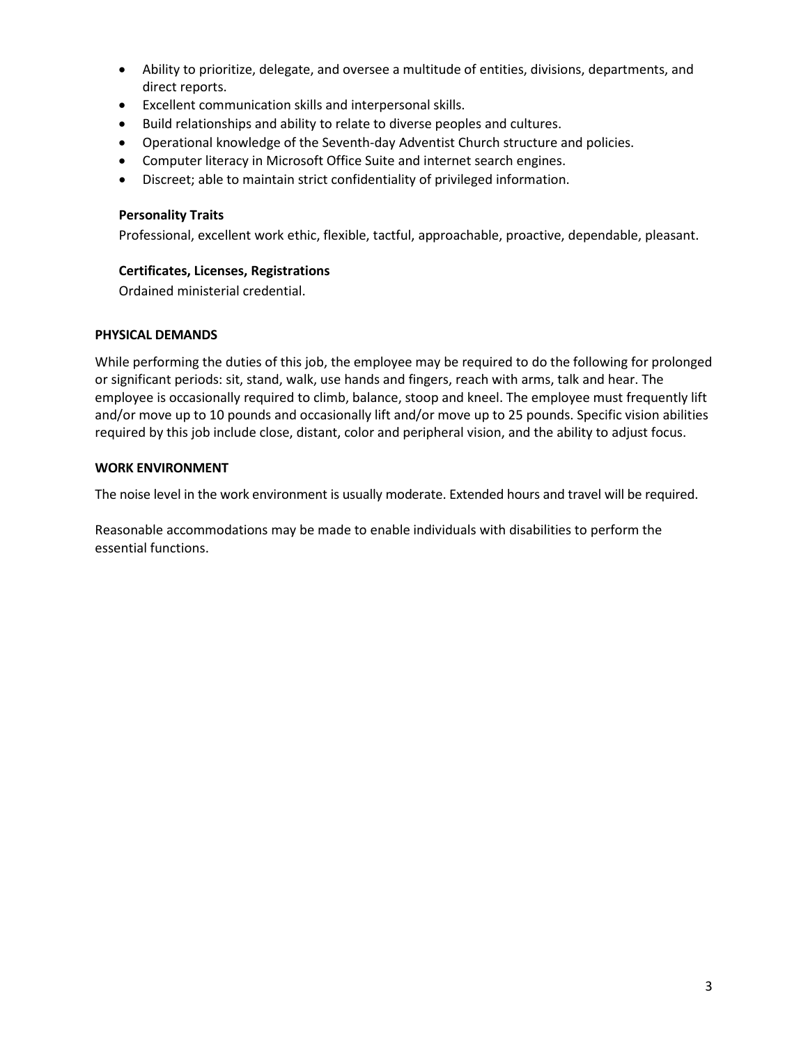- Ability to prioritize, delegate, and oversee a multitude of entities, divisions, departments, and direct reports.
- Excellent communication skills and interpersonal skills.
- Build relationships and ability to relate to diverse peoples and cultures.
- Operational knowledge of the Seventh-day Adventist Church structure and policies.
- Computer literacy in Microsoft Office Suite and internet search engines.
- Discreet; able to maintain strict confidentiality of privileged information.

**Personality Traits**

Professional, excellent work ethic, flexible, tactful, approachable, proactive, dependable, pleasant.

**Certificates, Licenses, Registrations**

Ordained ministerial credential.

## PHYSICAL DEMANDS

While performing the duties of this job, the employee may be required to do the following for prolonged or significant periods: sit, stand, walk, use hands and fingers, reach with arms, talk and hear. The employee is occasionally required to climb, balance, stoop and kneel. The employee must frequently lift and/or move up to 10 pounds and occasionally lift and/or move up to 25 pounds. Specific vision abilities required by this job include close, distant, color and peripheral vision, and the ability to adjust focus.

## WORK ENVIRONMENT

The noise level in the work environment is usually moderate. Extended hours and travel will be required.

Reasonable accommodations may be made to enable individuals with disabilities to perform the essential functions.